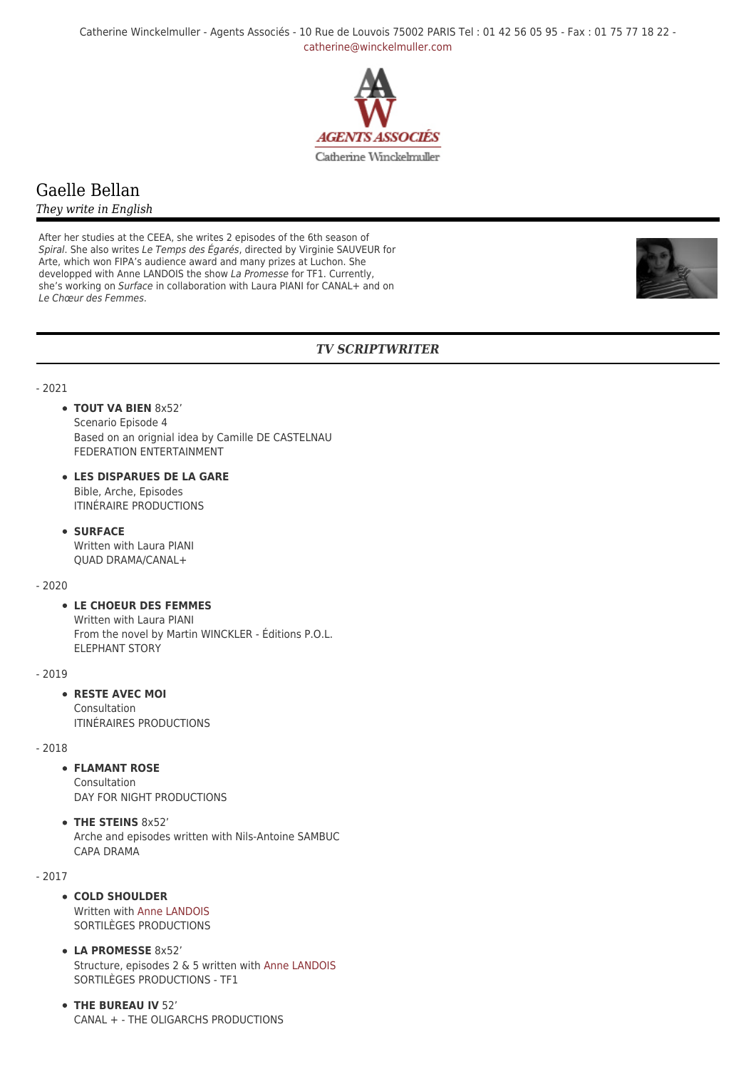Catherine Winckelmuller - Agents Associés - 10 Rue de Louvois 75002 PARIS Tel : 01 42 56 05 95 - Fax : 01 75 77 18 22 - catherine@winckelmuller.com

AGENTS ASSOCIÉS
Catherine Winckelmuller

# Gaelle Bellan

*They write in English*

After her studies at the CEEA, she writes 2 episodes of the 6th season of *Spiral*. She also writes *Le Temps des Égarés*, directed by Virginie SAUVEUR for Arte, which won FIPA's audience award and many prizes at Luchon. She developped with Anne LANDOIS the show *La Promesse* for TF1. Currently, she's working on *Surface* in collaboration with Laura PIANI for CANAL+ and on *Le Chœur des Femmes*.

## *TV SCRIPTWRITER*

- 2021

- **TOUT VA BIEN** 8x52'
  Scenario Episode 4
  Based on an orignial idea by Camille DE CASTELNAU
  FEDERATION ENTERTAINMENT
- **LES DISPARUES DE LA GARE**
  Bible, Arche, Episodes
  ITINÉRAIRE PRODUCTIONS
- **SURFACE**
  Written with Laura PIANI
  QUAD DRAMA/CANAL+

- 2020

- **LE CHOEUR DES FEMMES**
  Written with Laura PIANI
  From the novel by Martin WINCKLER - Éditions P.O.L.
  ELEPHANT STORY

- 2019

- **RESTE AVEC MOI**
  Consultation
  ITINÉRAIRES PRODUCTIONS

- 2018

- **FLAMANT ROSE**
  Consultation
  DAY FOR NIGHT PRODUCTIONS
- **THE STEINS** 8x52'
  Arche and episodes written with Nils-Antoine SAMBUC
  CAPA DRAMA

- 2017

- **COLD SHOULDER**
  Written with Anne LANDOIS
  SORTILÈGES PRODUCTIONS
- **LA PROMESSE** 8x52'
  Structure, episodes 2 & 5 written with Anne LANDOIS
  SORTILÈGES PRODUCTIONS - TF1
- **THE BUREAU IV** 52'
  CANAL + - THE OLIGARCHS PRODUCTIONS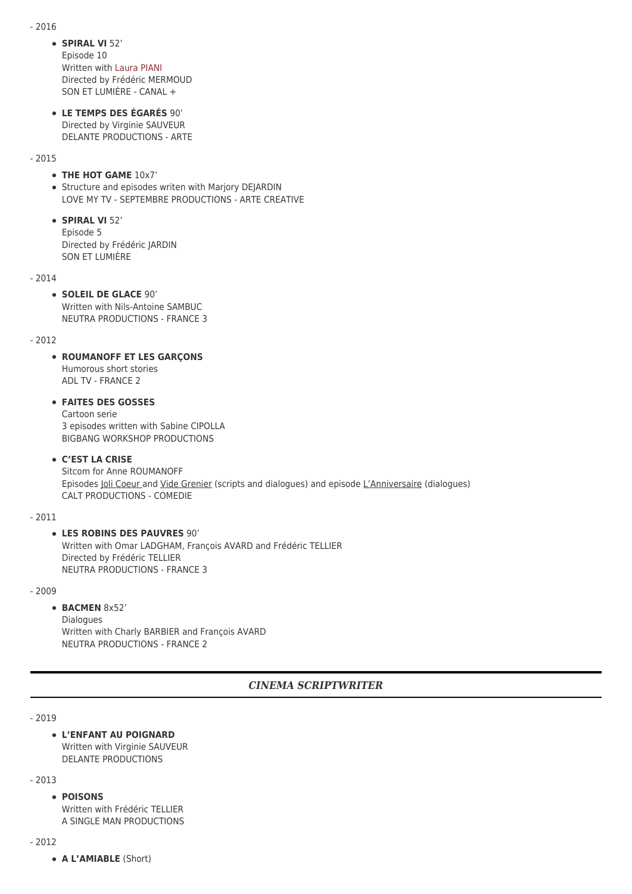- 2016

- **SPIRAL VI** 52'
  Episode 10
  Written with Laura PIANI
  Directed by Frédéric MERMOUD
  SON ET LUMIÈRE - CANAL +

- **LE TEMPS DES ÉGARÉS** 90'
  Directed by Virginie SAUVEUR
  DELANTE PRODUCTIONS - ARTE

- 2015

- **THE HOT GAME** 10x7'
- Structure and episodes writen with Marjory DEJARDIN
  LOVE MY TV - SEPTEMBRE PRODUCTIONS - ARTE CREATIVE

- **SPIRAL VI** 52'
  Episode 5
  Directed by Frédéric JARDIN
  SON ET LUMIÈRE

- 2014

- **SOLEIL DE GLACE** 90'
  Written with Nils-Antoine SAMBUC
  NEUTRA PRODUCTIONS - FRANCE 3

- 2012

- **ROUMANOFF ET LES GARÇONS**
  Humorous short stories
  ADL TV - FRANCE 2

- **FAITES DES GOSSES**
  Cartoon serie
  3 episodes written with Sabine CIPOLLA
  BIGBANG WORKSHOP PRODUCTIONS

- **C'EST LA CRISE**
  Sitcom for Anne ROUMANOFF
  Episodes Joli Coeur and Vide Grenier (scripts and dialogues) and episode L'Anniversaire (dialogues)
  CALT PRODUCTIONS - COMEDIE

- 2011

- **LES ROBINS DES PAUVRES** 90'
  Written with Omar LADGHAM, François AVARD and Frédéric TELLIER
  Directed by Frédéric TELLIER
  NEUTRA PRODUCTIONS - FRANCE 3

- 2009

- **BACMEN** 8x52'
  Dialogues
  Written with Charly BARBIER and François AVARD
  NEUTRA PRODUCTIONS - FRANCE 2

## *CINEMA SCRIPTWRITER*

- 2019

- **L'ENFANT AU POIGNARD**
  Written with Virginie SAUVEUR
  DELANTE PRODUCTIONS

- 2013

- **POISONS**
  Written with Frédéric TELLIER
  A SINGLE MAN PRODUCTIONS

- 2012

- **A L'AMIABLE** (Short)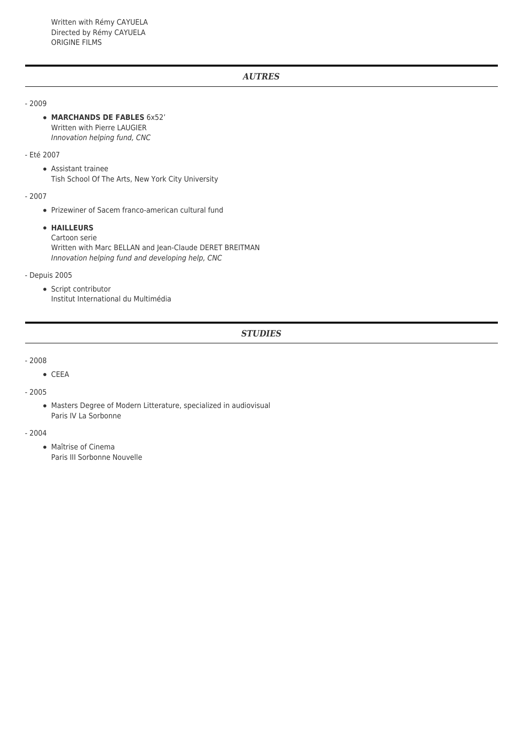Written with Rémy CAYUELA
Directed by Rémy CAYUELA
ORIGINE FILMS

## *AUTRES*

- 2009

  - **MARCHANDS DE FABLES** 6x52'
    Written with Pierre LAUGIER
    *Innovation helping fund, CNC*

- Eté 2007

  - Assistant trainee
    Tish School Of The Arts, New York City University

- 2007

  - Prizewiner of Sacem franco-american cultural fund
  - **HAILLEURS**
    Cartoon serie
    Written with Marc BELLAN and Jean-Claude DERET BREITMAN
    *Innovation helping fund and developing help, CNC*

- Depuis 2005

  - Script contributor
    Institut International du Multimédia

## *STUDIES*

- 2008

  - CEEA

- 2005

  - Masters Degree of Modern Litterature, specialized in audiovisual
    Paris IV La Sorbonne

- 2004

  - Maîtrise of Cinema
    Paris III Sorbonne Nouvelle